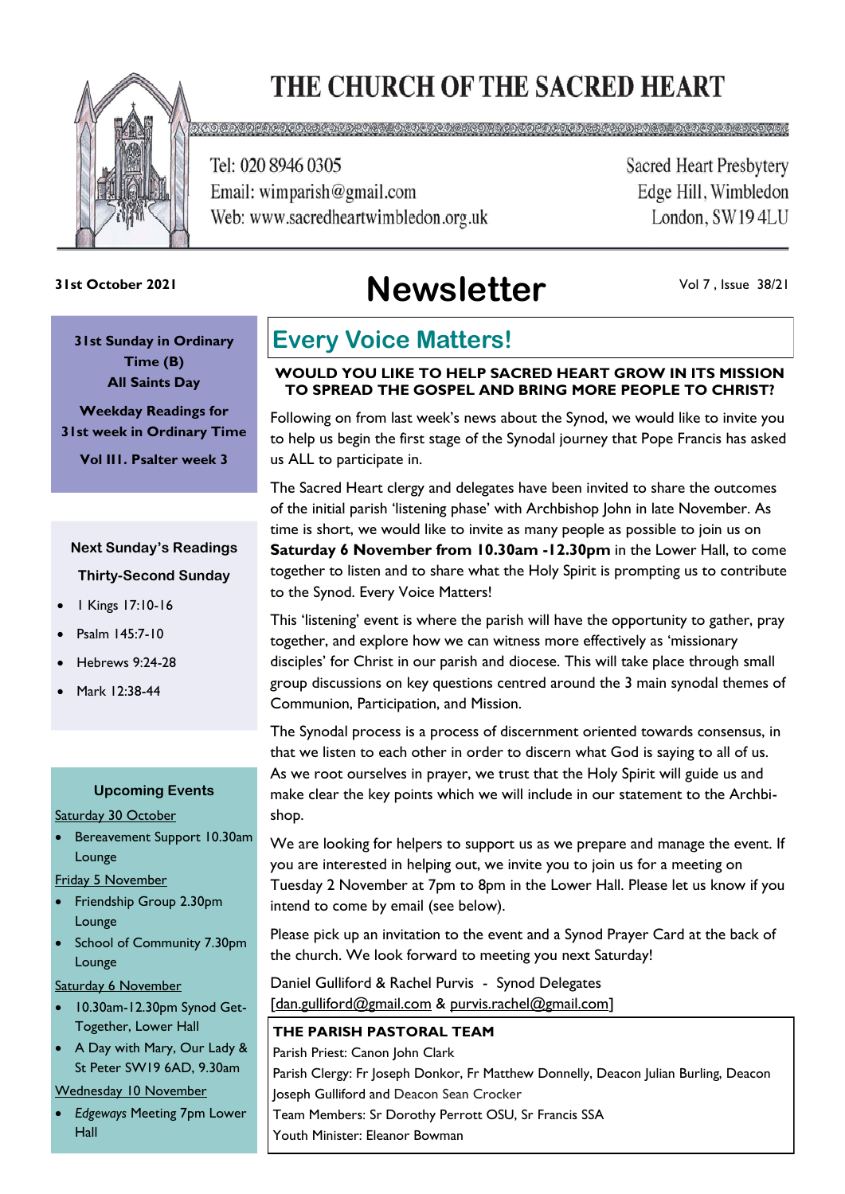# THE CHURCH OF THE SACRED HEART

Tel: 020 8946 0305
Email: wimparish@gmail.com
Web: www.sacredheartwimbledon.org.uk

Sacred Heart Presbytery
Edge Hill, Wimbledon
London, SW19 4LU

**31st October 2021**

# Newsletter

Vol 7 , Issue 38/21

**31st Sunday in Ordinary Time (B)**
**All Saints Day**

**Weekday Readings for 31st week in Ordinary Time**

**Vol III. Psalter week 3**

**Next Sunday's Readings**
**Thirty-Second Sunday**

- 1 Kings 17:10-16
- Psalm 145:7-10
- Hebrews 9:24-28
- Mark 12:38-44

**Upcoming Events**

Saturday 30 October

- Bereavement Support 10.30am Lounge

Friday 5 November

- Friendship Group 2.30pm Lounge
- School of Community 7.30pm Lounge

Saturday 6 November

- 10.30am-12.30pm Synod Get-Together, Lower Hall
- A Day with Mary, Our Lady & St Peter SW19 6AD, 9.30am

Wednesday 10 November

- *Edgeways* Meeting 7pm Lower Hall

## Every Voice Matters!

**WOULD YOU LIKE TO HELP SACRED HEART GROW IN ITS MISSION TO SPREAD THE GOSPEL AND BRING MORE PEOPLE TO CHRIST?**

Following on from last week's news about the Synod, we would like to invite you to help us begin the first stage of the Synodal journey that Pope Francis has asked us ALL to participate in.

The Sacred Heart clergy and delegates have been invited to share the outcomes of the initial parish 'listening phase' with Archbishop John in late November. As time is short, we would like to invite as many people as possible to join us on **Saturday 6 November from 10.30am -12.30pm** in the Lower Hall, to come together to listen and to share what the Holy Spirit is prompting us to contribute to the Synod. Every Voice Matters!

This 'listening' event is where the parish will have the opportunity to gather, pray together, and explore how we can witness more effectively as 'missionary disciples' for Christ in our parish and diocese. This will take place through small group discussions on key questions centred around the 3 main synodal themes of Communion, Participation, and Mission.

The Synodal process is a process of discernment oriented towards consensus, in that we listen to each other in order to discern what God is saying to all of us. As we root ourselves in prayer, we trust that the Holy Spirit will guide us and make clear the key points which we will include in our statement to the Archbishop.

We are looking for helpers to support us as we prepare and manage the event. If you are interested in helping out, we invite you to join us for a meeting on Tuesday 2 November at 7pm to 8pm in the Lower Hall. Please let us know if you intend to come by email (see below).

Please pick up an invitation to the event and a Synod Prayer Card at the back of the church. We look forward to meeting you next Saturday!

Daniel Gulliford & Rachel Purvis - Synod Delegates
[dan.gulliford@gmail.com & purvis.rachel@gmail.com]

**THE PARISH PASTORAL TEAM**

Parish Priest: Canon John Clark
Parish Clergy: Fr Joseph Donkor, Fr Matthew Donnelly, Deacon Julian Burling, Deacon Joseph Gulliford and Deacon Sean Crocker
Team Members: Sr Dorothy Perrott OSU, Sr Francis SSA
Youth Minister: Eleanor Bowman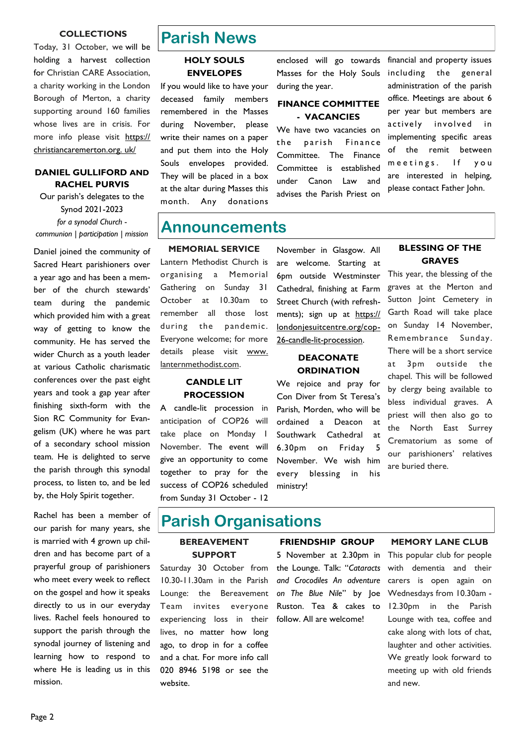### COLLECTIONS

Today, 31 October, we will be holding a harvest collection for Christian CARE Association, a charity working in the London Borough of Merton, a charity supporting around 160 families whose lives are in crisis. For more info please visit https://christiancaremerton.org. uk/

### DANIEL GULLIFORD AND RACHEL PURVIS

Our parish's delegates to the Synod 2021-2023

*for a synodal Church - communion | participation | mission*

Daniel joined the community of Sacred Heart parishioners over a year ago and has been a member of the church stewards' team during the pandemic which provided him with a great way of getting to know the community. He has served the wider Church as a youth leader at various Catholic charismatic conferences over the past eight years and took a gap year after finishing sixth-form with the Sion RC Community for Evangelism (UK) where he was part of a secondary school mission team. He is delighted to serve the parish through this synodal process, to listen to, and be led by, the Holy Spirit together.

Rachel has been a member of our parish for many years, she is married with 4 grown up children and has become part of a prayerful group of parishioners who meet every week to reflect on the gospel and how it speaks directly to us in our everyday lives. Rachel feels honoured to support the parish through the synodal journey of listening and learning how to respond to where He is leading us in this mission.

# Parish News

### HOLY SOULS ENVELOPES

If you would like to have your deceased family members remembered in the Masses during November, please write their names on a paper and put them into the Holy Souls envelopes provided. They will be placed in a box at the altar during Masses this month. Any donations enclosed will go towards Masses for the Holy Souls during the year.

### FINANCE COMMITTEE - VACANCIES

We have two vacancies on the parish Finance Committee. The Finance Committee is established under Canon Law and advises the Parish Priest on financial and property issues including the general administration of the parish office. Meetings are about 6 per year but members are actively involved in implementing specific areas of the remit between meetings. If you are interested in helping, please contact Father John.

# Announcements

### MEMORIAL SERVICE

Lantern Methodist Church is organising a Memorial Gathering on Sunday 31 October at 10.30am to remember all those lost during the pandemic. Everyone welcome; for more details please visit www.lanternmethodist.com.

### CANDLE LIT PROCESSION

A candle-lit procession in anticipation of COP26 will take place on Monday 1 November. The event will give an opportunity to come together to pray for the success of COP26 scheduled from Sunday 31 October - 12 November in Glasgow. All are welcome. Starting at 6pm outside Westminster Cathedral, finishing at Farm Street Church (with refreshments); sign up at https://londonjesuitcentre.org/cop-26-candle-lit-procession.

### DEACONATE ORDINATION

We rejoice and pray for Con Diver from St Teresa's Parish, Morden, who will be ordained a Deacon at Southwark Cathedral at 6.30pm on Friday 5 November. We wish him every blessing in his ministry!

### BLESSING OF THE GRAVES

This year, the blessing of the graves at the Merton and Sutton Joint Cemetery in Garth Road will take place on Sunday 14 November, Remembrance Sunday. There will be a short service at 3pm outside the chapel. This will be followed by clergy being available to bless individual graves. A priest will then also go to the North East Surrey Crematorium as some of our parishioners' relatives are buried there.

# Parish Organisations

### BEREAVEMENT SUPPORT

Saturday 30 October from 10.30-11.30am in the Parish Lounge: the Bereavement Team invites everyone experiencing loss in their lives, no matter how long ago, to drop in for a coffee and a chat. For more info call 020 8946 5198 or see the website.

### FRIENDSHIP GROUP

5 November at 2.30pm in the Lounge. Talk: "*Cataracts and Crocodiles An adventure on The Blue Nile*" by Joe Ruston. Tea & cakes to follow. All are welcome!

### MEMORY LANE CLUB

This popular club for people with dementia and their carers is open again on Wednesdays from 10.30am - 12.30pm in the Parish Lounge with tea, coffee and cake along with lots of chat, laughter and other activities. We greatly look forward to meeting up with old friends and new.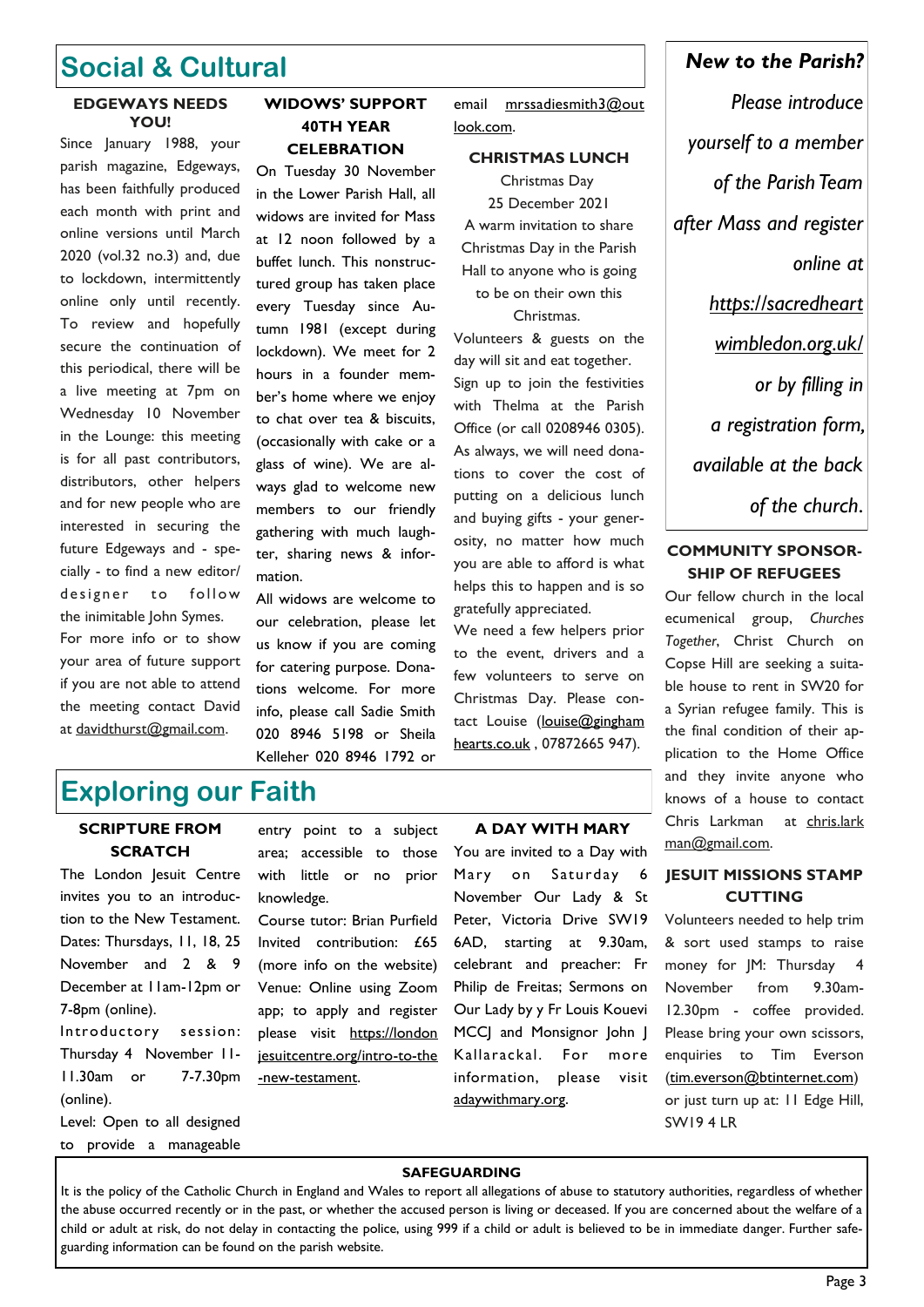## Social & Cultural

### EDGEWAYS NEEDS YOU!

Since January 1988, your parish magazine, Edgeways, has been faithfully produced each month with print and online versions until March 2020 (vol.32 no.3) and, due to lockdown, intermittently online only until recently. To review and hopefully secure the continuation of this periodical, there will be a live meeting at 7pm on Wednesday 10 November in the Lounge: this meeting is for all past contributors, distributors, other helpers and for new people who are interested in securing the future Edgeways and - specially - to find a new editor/designer to follow the inimitable John Symes.

For more info or to show your area of future support if you are not able to attend the meeting contact David at davidthurst@gmail.com.

### WIDOWS' SUPPORT 40TH YEAR CELEBRATION

On Tuesday 30 November in the Lower Parish Hall, all widows are invited for Mass at 12 noon followed by a buffet lunch. This nonstructured group has taken place every Tuesday since Autumn 1981 (except during lockdown). We meet for 2 hours in a founder member's home where we enjoy to chat over tea & biscuits, (occasionally with cake or a glass of wine). We are always glad to welcome new members to our friendly gathering with much laughter, sharing news & information.

All widows are welcome to our celebration, please let us know if you are coming for catering purpose. Donations welcome. For more info, please call Sadie Smith 020 8946 5198 or Sheila Kelleher 020 8946 1792 or email mrssadiesmith3@outlook.com.

### CHRISTMAS LUNCH

Christmas Day
25 December 2021
A warm invitation to share Christmas Day in the Parish Hall to anyone who is going to be on their own this Christmas.

Volunteers & guests on the day will sit and eat together. Sign up to join the festivities with Thelma at the Parish Office (or call 0208946 0305). As always, we will need donations to cover the cost of putting on a delicious lunch and buying gifts - your generosity, no matter how much you are able to afford is what helps this to happen and is so gratefully appreciated.

We need a few helpers prior to the event, drivers and a few volunteers to serve on Christmas Day. Please contact Louise (louise@gingham hearts.co.uk , 07872665 947).

***New to the Parish?***

*Please introduce yourself to a member of the Parish Team after Mass and register online at https://sacredheartwimbledon.org.uk/ or by filling in a registration form, available at the back of the church.*

### COMMUNITY SPONSORSHIP OF REFUGEES

Our fellow church in the local ecumenical group, *Churches Together*, Christ Church on Copse Hill are seeking a suitable house to rent in SW20 for a Syrian refugee family. This is the final condition of their application to the Home Office and they invite anyone who knows of a house to contact Chris Larkman at chris.larkman@gmail.com.

### JESUIT MISSIONS STAMP CUTTING

Volunteers needed to help trim & sort used stamps to raise money for JM: Thursday 4 November from 9.30am-12.30pm - coffee provided. Please bring your own scissors, enquiries to Tim Everson (tim.everson@btinternet.com) or just turn up at: 11 Edge Hill, SW19 4 LR

## Exploring our Faith

### SCRIPTURE FROM SCRATCH

The London Jesuit Centre invites you to an introduction to the New Testament.

Dates: Thursdays, 11, 18, 25 November and 2 & 9 December at 11am-12pm or 7-8pm (online).

Introductory session: Thursday 4 November 11-11.30am or 7-7.30pm (online).

Level: Open to all designed to provide a manageable entry point to a subject area; accessible to those with little or no prior knowledge.

Course tutor: Brian Purfield

Invited contribution: £65 (more info on the website)

Venue: Online using Zoom app; to apply and register please visit https://londonjesuitcentre.org/intro-to-the-new-testament.

### A DAY WITH MARY

You are invited to a Day with Mary on Saturday 6 November Our Lady & St Peter, Victoria Drive SW19 6AD, starting at 9.30am, celebrant and preacher: Fr Philip de Freitas; Sermons on Our Lady by y Fr Louis Kouevi MCCJ and Monsignor John J Kallarackal. For more information, please visit adaywithmary.org.

### SAFEGUARDING

It is the policy of the Catholic Church in England and Wales to report all allegations of abuse to statutory authorities, regardless of whether the abuse occurred recently or in the past, or whether the accused person is living or deceased. If you are concerned about the welfare of a child or adult at risk, do not delay in contacting the police, using 999 if a child or adult is believed to be in immediate danger. Further safeguarding information can be found on the parish website.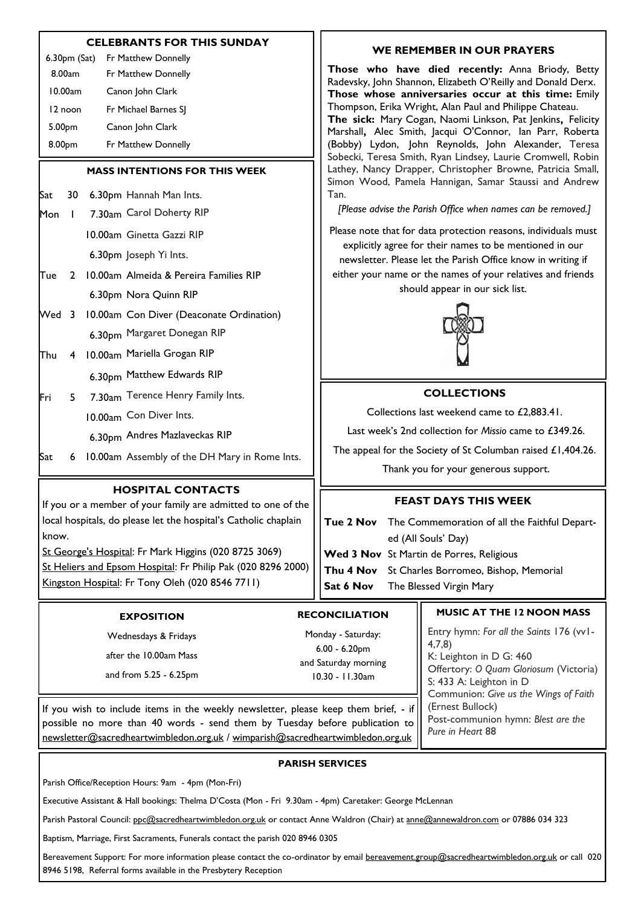## CELEBRANTS FOR THIS SUNDAY

| | |
|---|---|
| 6.30pm (Sat) | Fr Matthew Donnelly |
| 8.00am | Fr Matthew Donnelly |
| 10.00am | Canon John Clark |
| 12 noon | Fr Michael Barnes SJ |
| 5.00pm | Canon John Clark |
| 8.00pm | Fr Matthew Donnelly |

## MASS INTENTIONS FOR THIS WEEK

| | | | |
|---|---|---|---|
| Sat | 30 | 6.30pm | Hannah Man Ints. |
| Mon | 1 | 7.30am | Carol Doherty RIP |
| | | 10.00am | Ginetta Gazzi RIP |
| | | 6.30pm | Joseph Yi Ints. |
| Tue | 2 | 10.00am | Almeida & Pereira Families RIP |
| | | 6.30pm | Nora Quinn RIP |
| Wed | 3 | 10.00am | Con Diver (Deaconate Ordination) |
| | | 6.30pm | Margaret Donegan RIP |
| Thu | 4 | 10.00am | Mariella Grogan RIP |
| | | 6.30pm | Matthew Edwards RIP |
| Fri | 5 | 7.30am | Terence Henry Family Ints. |
| | | 10.00am | Con Diver Ints. |
| | | 6.30pm | Andres Mazlaveckas RIP |
| Sat | 6 | 10.00am | Assembly of the DH Mary in Rome Ints. |

## HOSPITAL CONTACTS

If you or a member of your family are admitted to one of the local hospitals, do please let the hospital's Catholic chaplain know.

St George's Hospital: Fr Mark Higgins (020 8725 3069)
St Heliers and Epsom Hospital: Fr Philip Pak (020 8296 2000)
Kingston Hospital: Fr Tony Oleh (020 8546 7711)

## WE REMEMBER IN OUR PRAYERS

**Those who have died recently:** Anna Briody, Betty Radevsky, John Shannon, Elizabeth O'Reilly and Donald Derx.
**Those whose anniversaries occur at this time:** Emily Thompson, Erika Wright, Alan Paul and Philippe Chateau.
**The sick:** Mary Cogan, Naomi Linkson, Pat Jenkins**,** Felicity Marshall**,** Alec Smith, Jacqui O'Connor, Ian Parr, Roberta (Bobby) Lydon, John Reynolds, John Alexander, Teresa Sobecki, Teresa Smith, Ryan Lindsey, Laurie Cromwell, Robin Lathey, Nancy Drapper, Christopher Browne, Patricia Small, Simon Wood, Pamela Hannigan, Samar Staussi and Andrew Tan.

*[Please advise the Parish Office when names can be removed.]*

Please note that for data protection reasons, individuals must explicitly agree for their names to be mentioned in our newsletter. Please let the Parish Office know in writing if either your name or the names of your relatives and friends should appear in our sick list.

## COLLECTIONS

Collections last weekend came to £2,883.41.

Last week's 2nd collection for *Missio* came to £349.26.

The appeal for the Society of St Columban raised £1,404.26.

Thank you for your generous support.

## FEAST DAYS THIS WEEK

| | |
|---|---|
| **Tue 2 Nov** | The Commemoration of all the Faithful Departed (All Souls' Day) |
| **Wed 3 Nov** | St Martin de Porres, Religious |
| **Thu 4 Nov** | St Charles Borromeo, Bishop, Memorial |
| **Sat 6 Nov** | The Blessed Virgin Mary |

## EXPOSITION

Wednesdays & Fridays
after the 10.00am Mass
and from 5.25 - 6.25pm

## RECONCILIATION

Monday - Saturday:
6.00 - 6.20pm
and Saturday morning
10.30 - 11.30am

If you wish to include items in the weekly newsletter, please keep them brief, - if possible no more than 40 words - send them by Tuesday before publication to newsletter@sacredheartwimbledon.org.uk / wimparish@sacredheartwimbledon.org.uk

## MUSIC AT THE 12 NOON MASS

Entry hymn: *For all the Saints* 176 (vv1-4,7,8)
K: Leighton in D G: 460
Offertory: *O Quam Gloriosum* (Victoria)
S: 433 A: Leighton in D
Communion: *Give us the Wings of Faith* (Ernest Bullock)
Post-communion hymn: *Blest are the Pure in Heart* 88

## PARISH SERVICES

Parish Office/Reception Hours: 9am - 4pm (Mon-Fri)

Executive Assistant & Hall bookings: Thelma D'Costa (Mon - Fri 9.30am - 4pm) Caretaker: George McLennan

Parish Pastoral Council: ppc@sacredheartwimbledon.org.uk or contact Anne Waldron (Chair) at anne@annewaldron.com or 07886 034 323

Baptism, Marriage, First Sacraments, Funerals contact the parish 020 8946 0305

Bereavement Support: For more information please contact the co-ordinator by email bereavement.group@sacredheartwimbledon.org.uk or call 020 8946 5198, Referral forms available in the Presbytery Reception